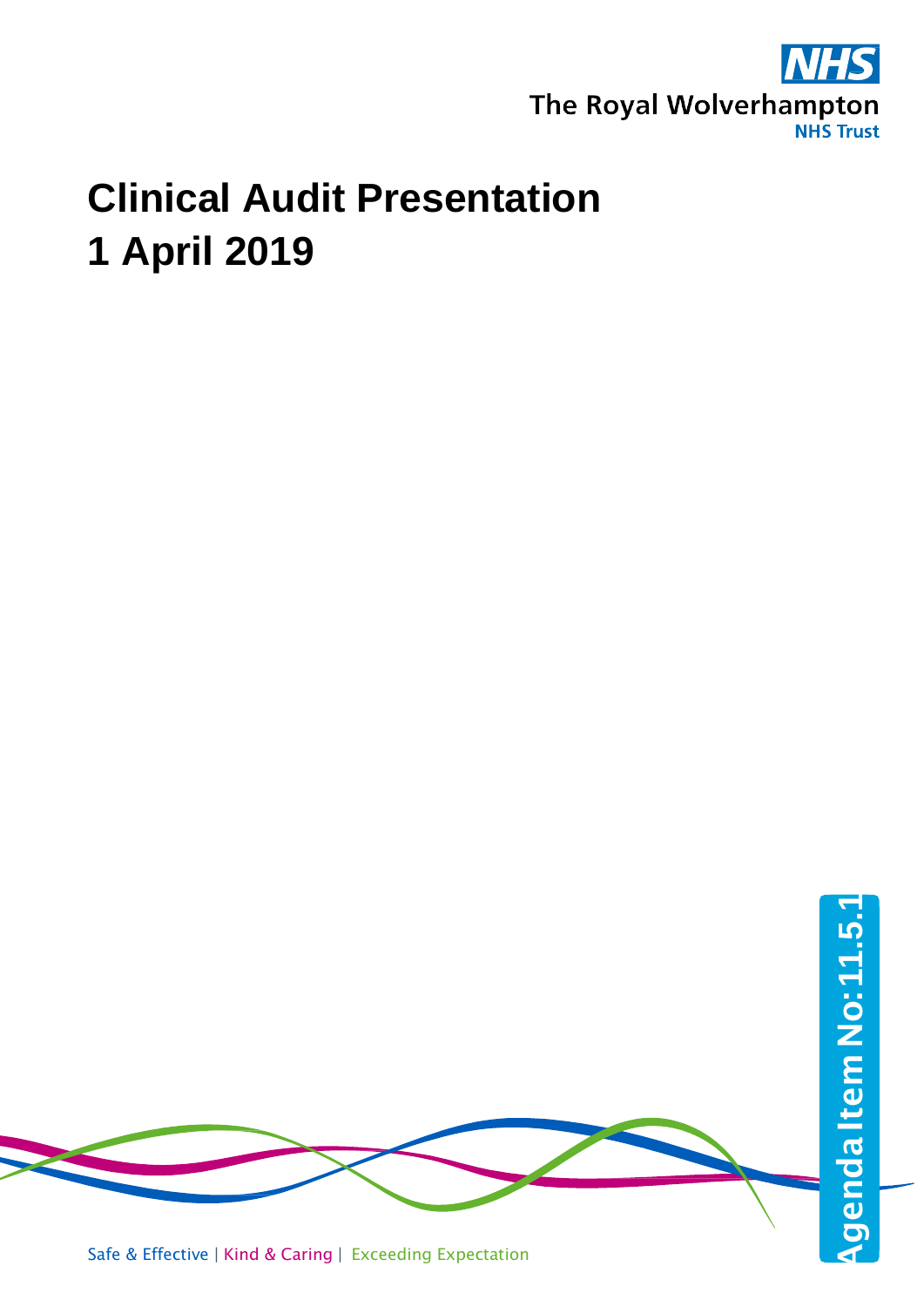The Royal Wolverhampton NHS Trust

# Clinical Audit Presentation
# 1 April 2019

Agenda Item No: 11.5.1

Safe & Effective | Kind & Caring | Exceeding Expectation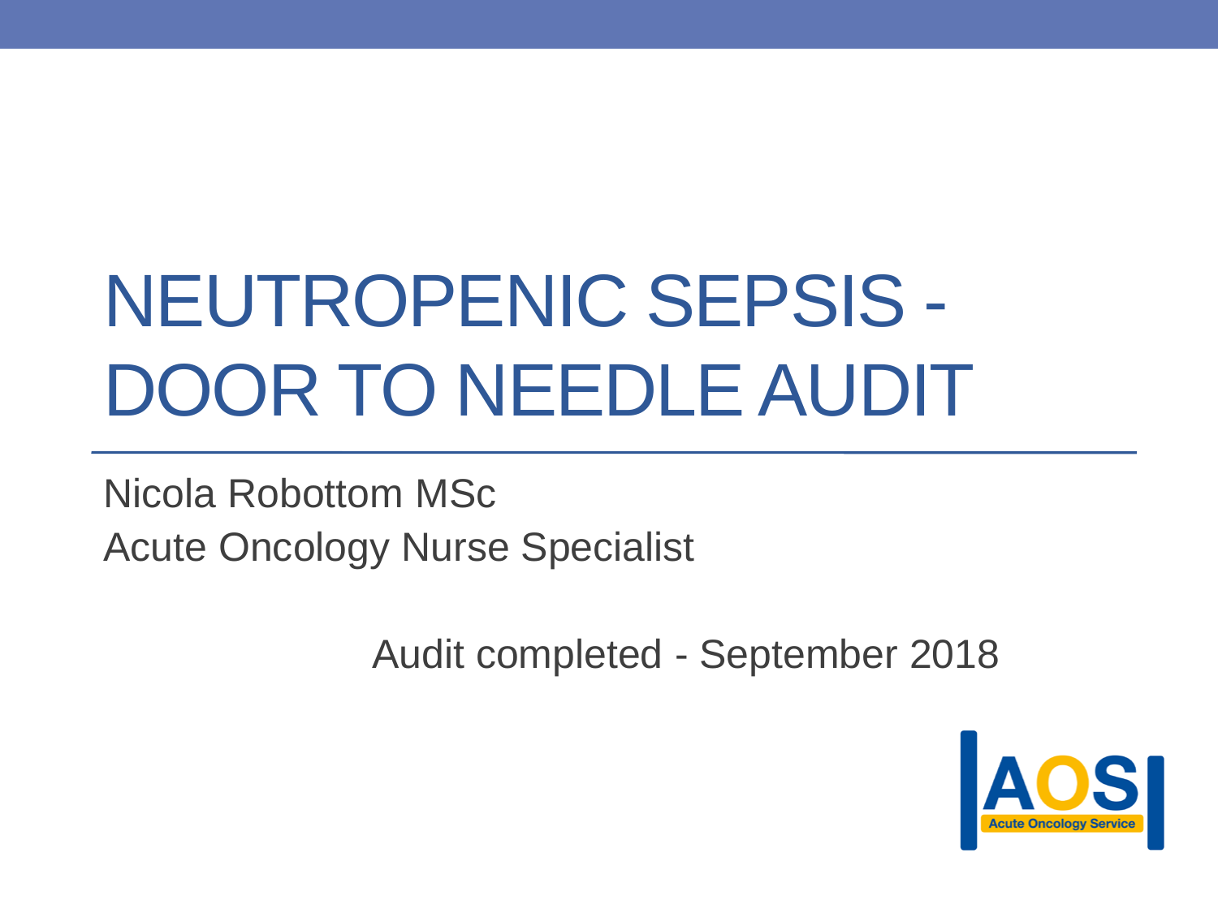# NEUTROPENIC SEPSIS - DOOR TO NEEDLE AUDIT

Nicola Robottom MSc

Acute Oncology Nurse Specialist

Audit completed - September 2018

AOS

Acute Oncology Service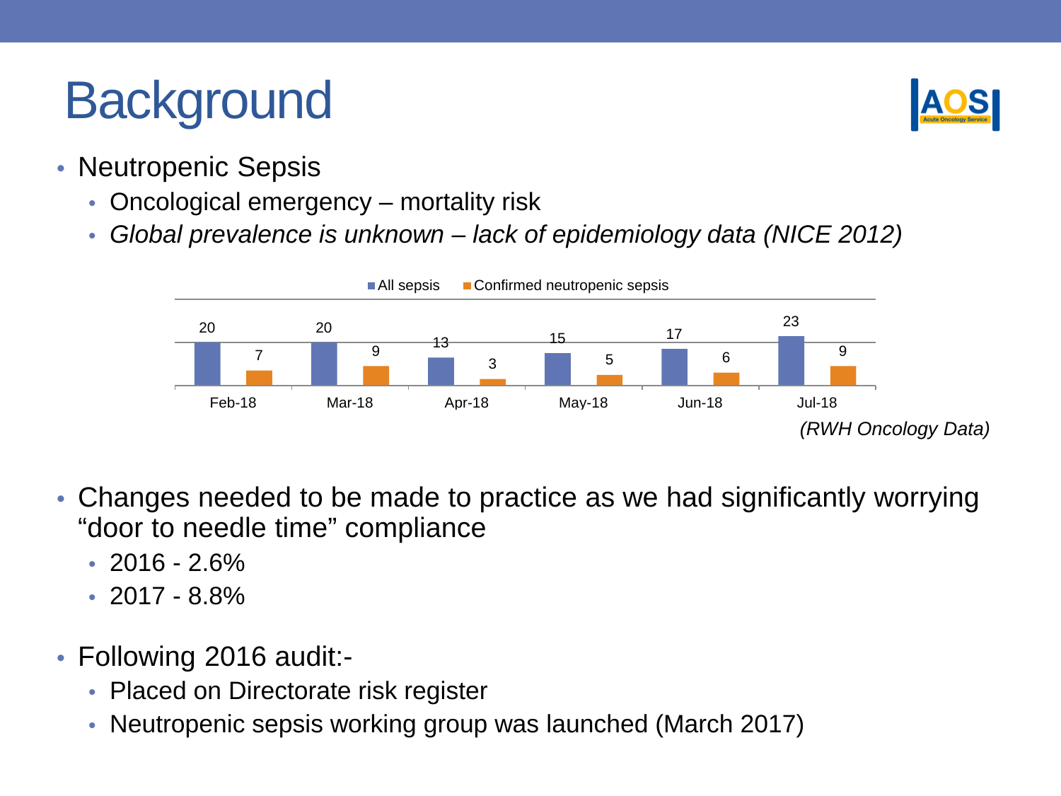# Background

- Neutropenic Sepsis
  - Oncological emergency – mortality risk
  - *Global prevalence is unknown – lack of epidemiology data (NICE 2012)*

| | Feb-18 | Mar-18 | Apr-18 | May-18 | Jun-18 | Jul-18 |
|---|---|---|---|---|---|---|
| All sepsis | 20 | 20 | 13 | 15 | 17 | 23 |
| Confirmed neutropenic sepsis | 7 | 9 | 3 | 5 | 6 | 9 |

*(RWH Oncology Data)*

- Changes needed to be made to practice as we had significantly worrying "door to needle time" compliance
  - 2016 - 2.6%
  - 2017 - 8.8%

- Following 2016 audit:-
  - Placed on Directorate risk register
  - Neutropenic sepsis working group was launched (March 2017)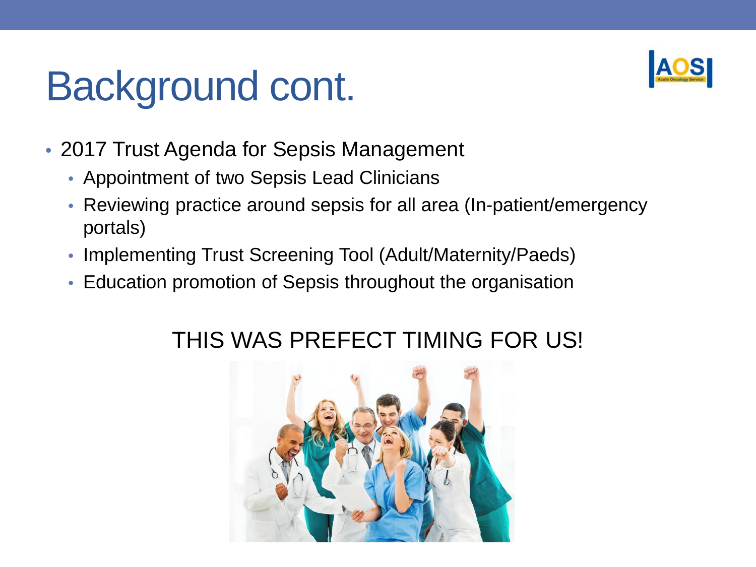# Background cont.

- 2017 Trust Agenda for Sepsis Management
  - Appointment of two Sepsis Lead Clinicians
  - Reviewing practice around sepsis for all area (In-patient/emergency portals)
  - Implementing Trust Screening Tool (Adult/Maternity/Paeds)
  - Education promotion of Sepsis throughout the organisation

THIS WAS PREFECT TIMING FOR US!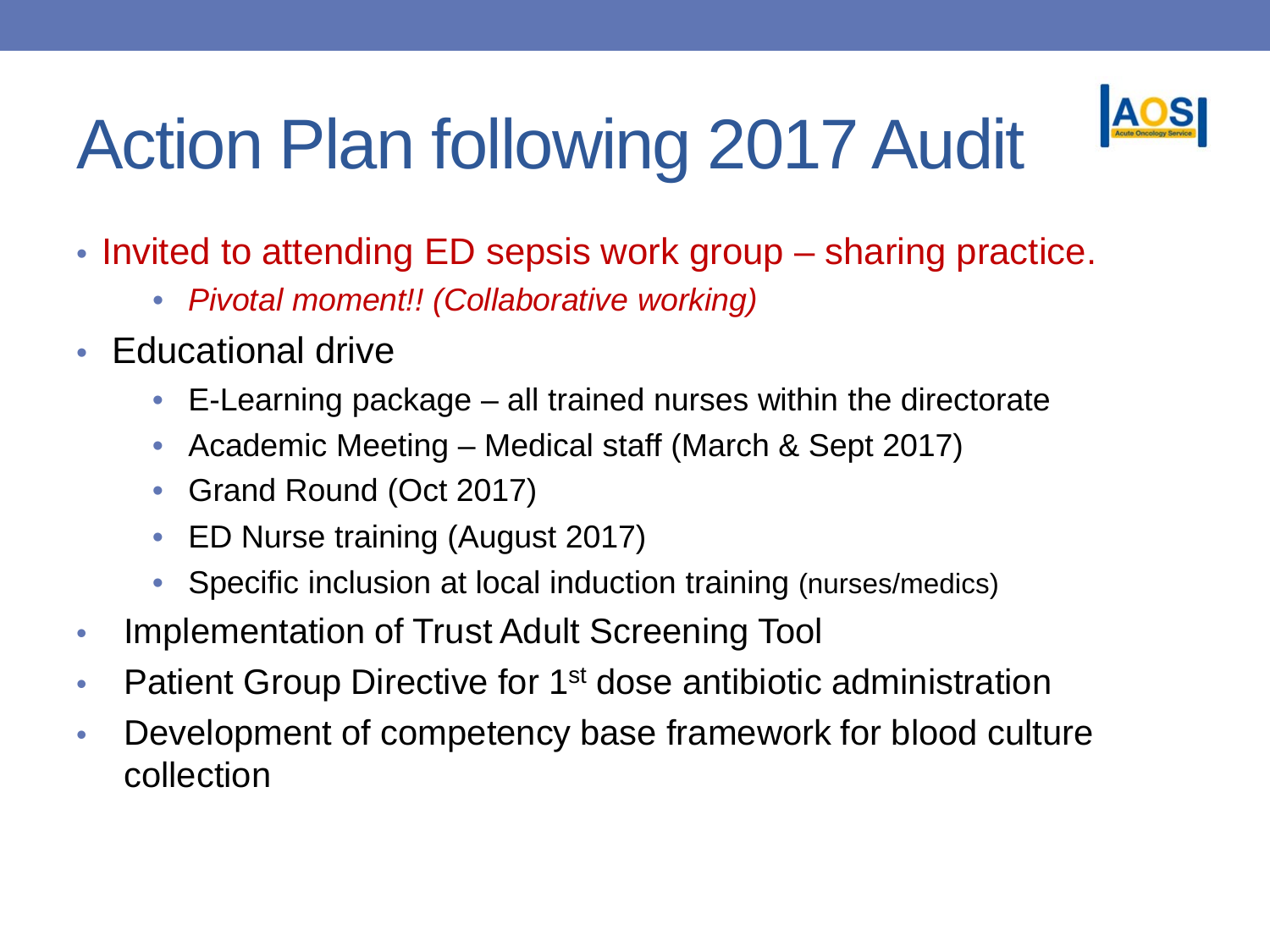# Action Plan following 2017 Audit

- Invited to attending ED sepsis work group – sharing practice.
  - *Pivotal moment!! (Collaborative working)*
- Educational drive
  - E-Learning package – all trained nurses within the directorate
  - Academic Meeting – Medical staff (March & Sept 2017)
  - Grand Round (Oct 2017)
  - ED Nurse training (August 2017)
  - Specific inclusion at local induction training (nurses/medics)
- Implementation of Trust Adult Screening Tool
- Patient Group Directive for 1st dose antibiotic administration
- Development of competency base framework for blood culture collection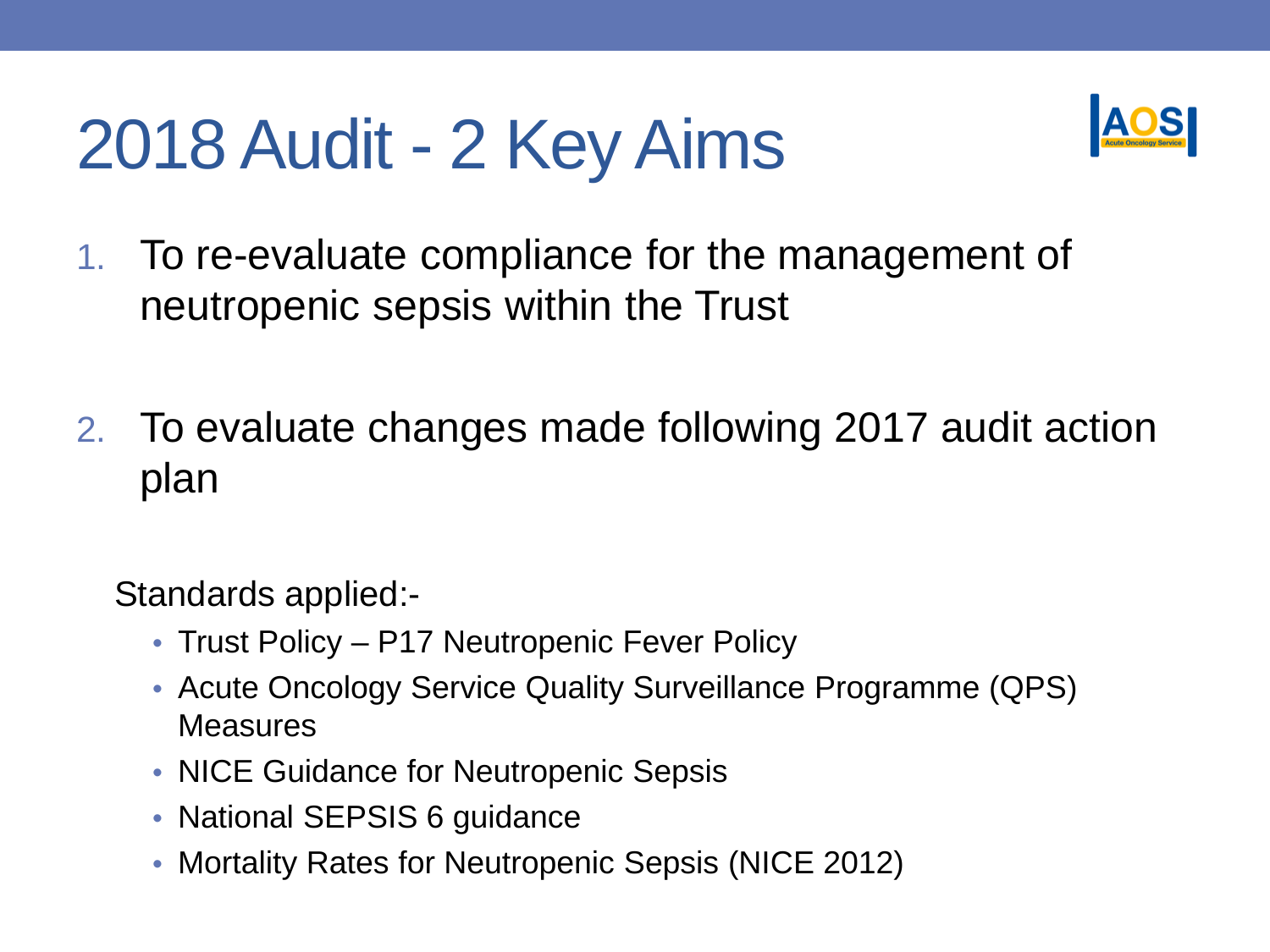# 2018 Audit - 2 Key Aims

1. To re-evaluate compliance for the management of neutropenic sepsis within the Trust

2. To evaluate changes made following 2017 audit action plan

Standards applied:-

- Trust Policy – P17 Neutropenic Fever Policy
- Acute Oncology Service Quality Surveillance Programme (QPS) Measures
- NICE Guidance for Neutropenic Sepsis
- National SEPSIS 6 guidance
- Mortality Rates for Neutropenic Sepsis (NICE 2012)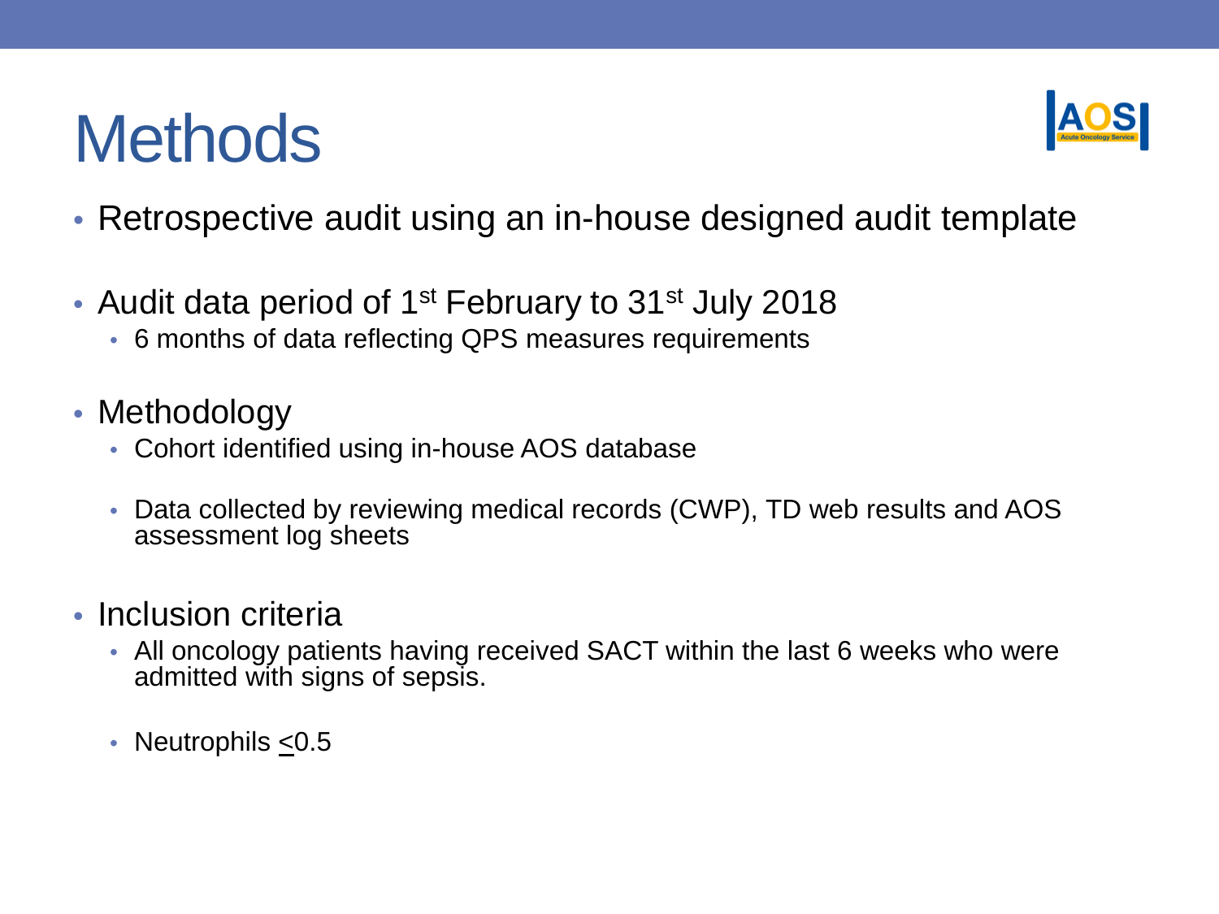# Methods

- Retrospective audit using an in-house designed audit template

- Audit data period of 1st February to 31st July 2018
  - 6 months of data reflecting QPS measures requirements

- Methodology
  - Cohort identified using in-house AOS database
  - Data collected by reviewing medical records (CWP), TD web results and AOS assessment log sheets

- Inclusion criteria
  - All oncology patients having received SACT within the last 6 weeks who were admitted with signs of sepsis.
  - Neutrophils $\leq$0.5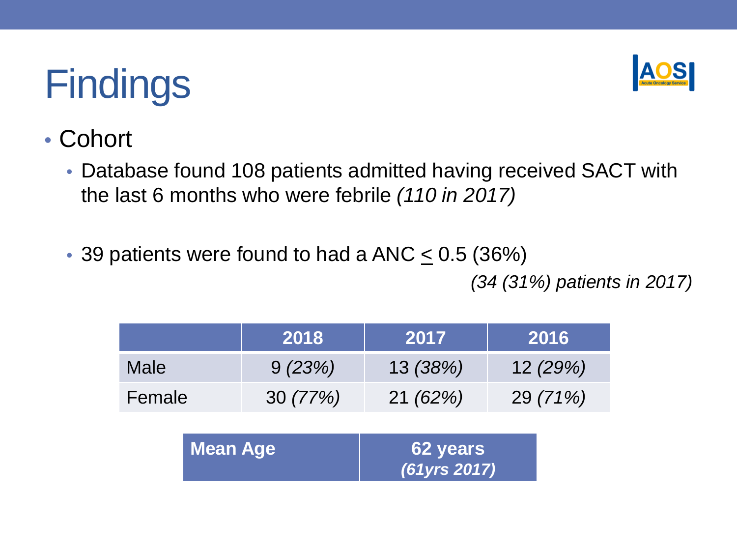# Findings

- Cohort
  - Database found 108 patients admitted having received SACT with the last 6 months who were febrile *(110 in 2017)*
  - 39 patients were found to had a ANC $\leq$ 0.5 (36%) *(34 (31%) patients in 2017)*

| | 2018 | 2017 | 2016 |
|---|---|---|---|
| Male | 9 *(23%)* | 13 *(38%)* | 12 *(29%)* |
| Female | 30 *(77%)* | 21 *(62%)* | 29 *(71%)* |

| Mean Age | 62 years *(61yrs 2017)* |
|---|---|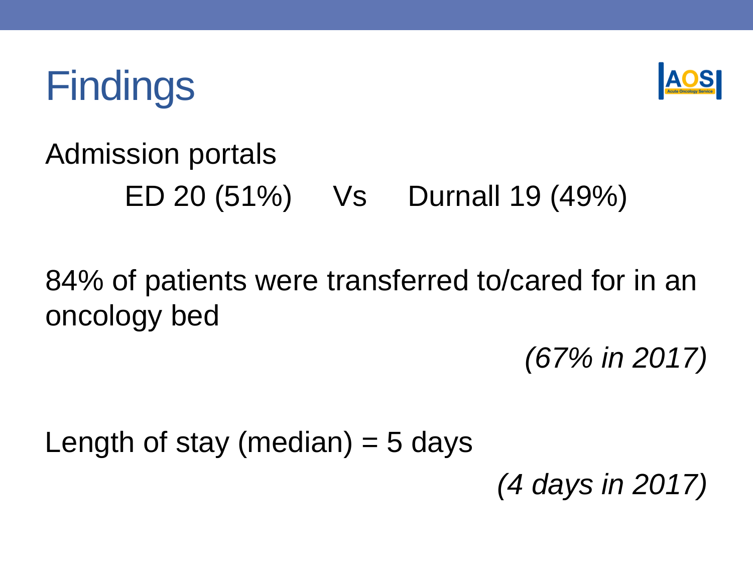# Findings

Admission portals

ED 20 (51%)     Vs     Durnall 19 (49%)

84% of patients were transferred to/cared for in an oncology bed

*(67% in 2017)*

Length of stay (median) = 5 days

*(4 days in 2017)*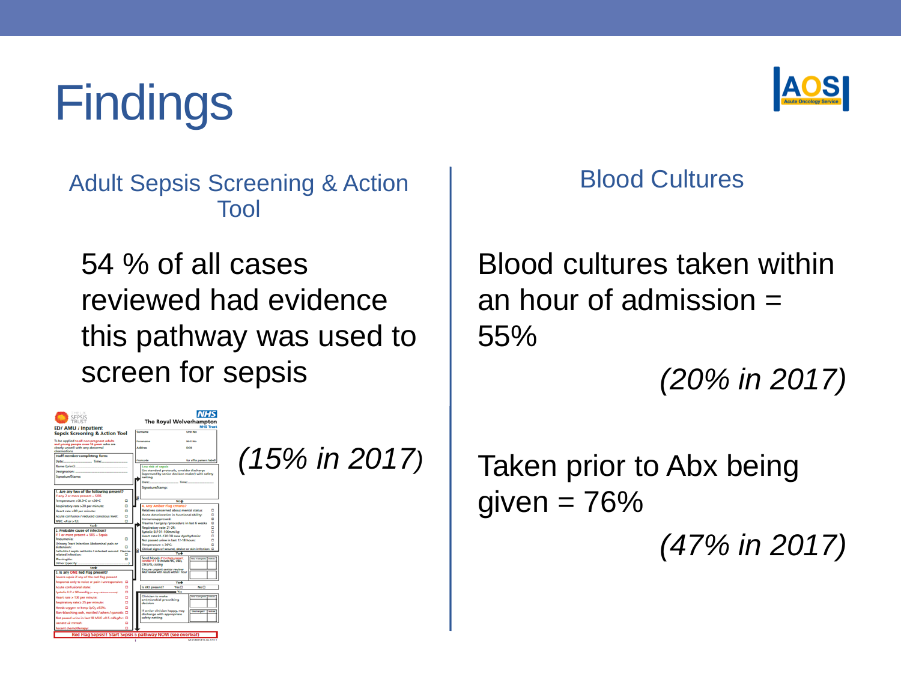# Findings

## Adult Sepsis Screening & Action Tool

54 % of all cases reviewed had evidence this pathway was used to screen for sepsis

*(15% in 2017)*

## Blood Cultures

Blood cultures taken within an hour of admission = 55%

*(20% in 2017)*

Taken prior to Abx being given = 76%

*(47% in 2017)*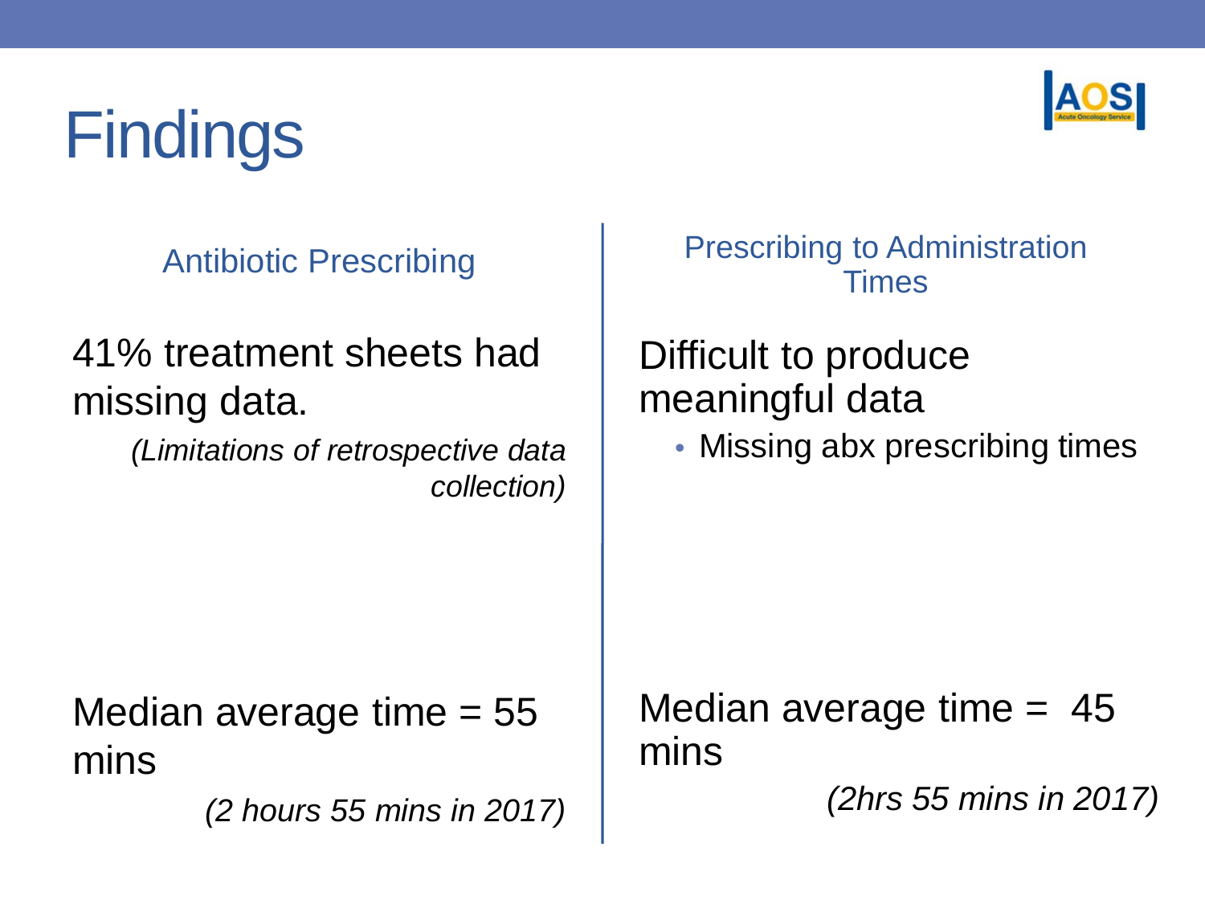# Findings

### Antibiotic Prescribing

41% treatment sheets had missing data.

*(Limitations of retrospective data collection)*

Median average time = 55 mins

*(2 hours 55 mins in 2017)*

### Prescribing to Administration Times

Difficult to produce meaningful data

- Missing abx prescribing times

Median average time = 45 mins

*(2hrs 55 mins in 2017)*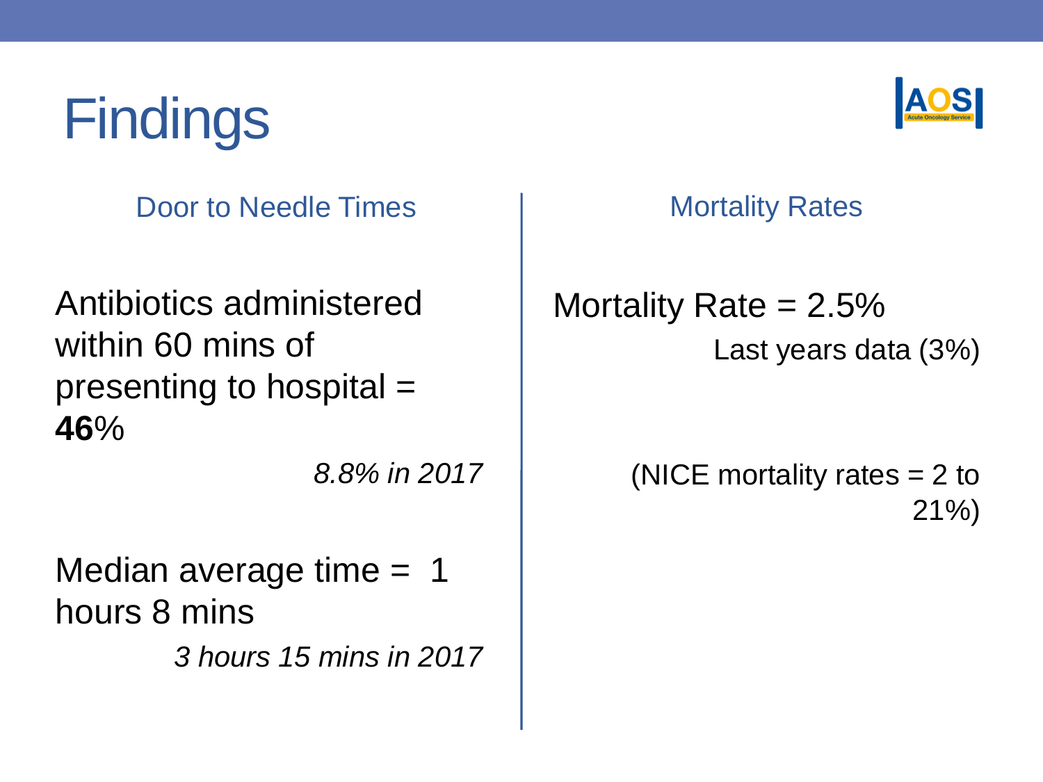# Findings

## Door to Needle Times

Antibiotics administered within 60 mins of presenting to hospital = **46**%

*8.8% in 2017*

Median average time = 1 hours 8 mins

*3 hours 15 mins in 2017*

## Mortality Rates

Mortality Rate = 2.5%

Last years data (3%)

(NICE mortality rates = 2 to 21%)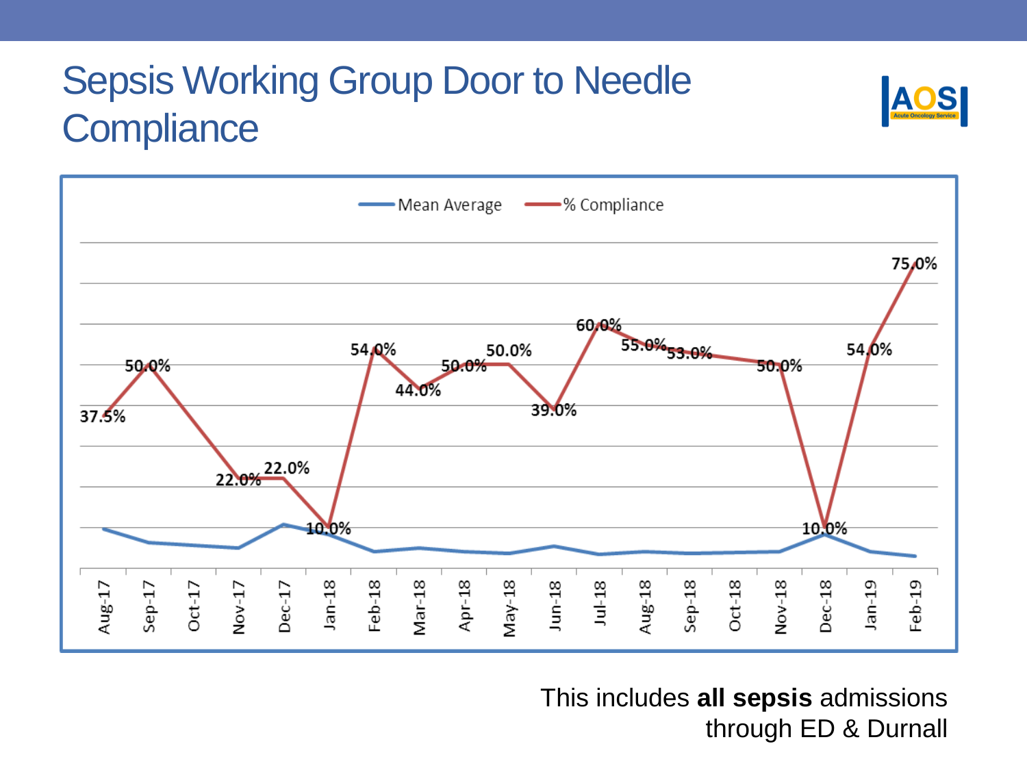# Sepsis Working Group Door to Needle Compliance

Mean Average — % Compliance

| Month | % Compliance |
| --- | --- |
| Aug-17 | 37.5% |
| Sep-17 | 50.0% |
| Oct-17 | |
| Nov-17 | 22.0% |
| Dec-17 | 22.0% |
| Jan-18 | 10.0% |
| Feb-18 | 54.0% |
| Mar-18 | 44.0% |
| Apr-18 | 50.0% |
| May-18 | 50.0% |
| Jun-18 | 39.0% |
| Jul-18 | 60.0% |
| Aug-18 | 55.0% |
| Sep-18 | 53.0% |
| Oct-18 | |
| Nov-18 | 50.0% |
| Dec-18 | 10.0% |
| Jan-19 | 54.0% |
| Feb-19 | 75.0% |

This includes **all sepsis** admissions through ED & Durnall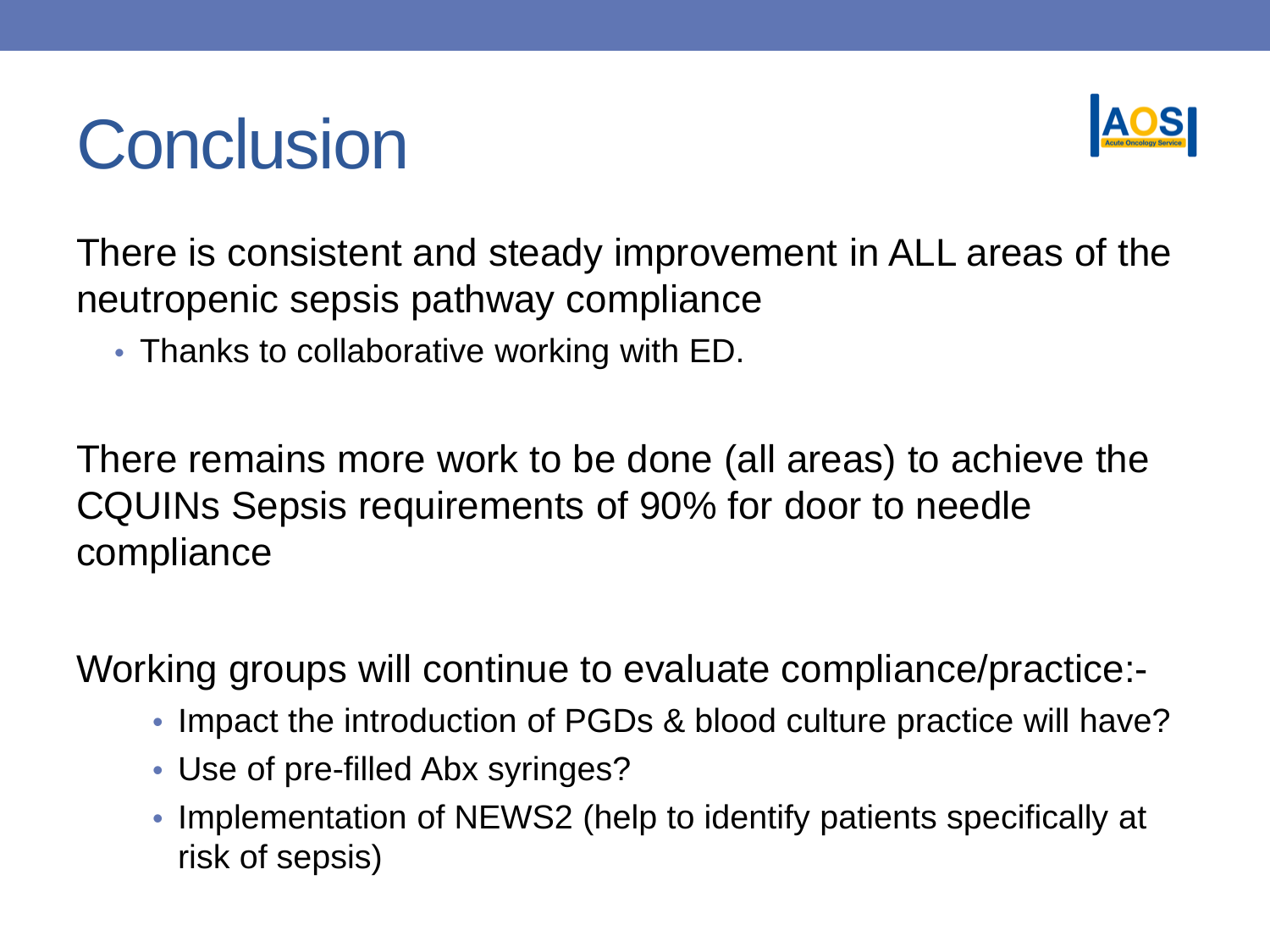# Conclusion

There is consistent and steady improvement in ALL areas of the neutropenic sepsis pathway compliance

- Thanks to collaborative working with ED.

There remains more work to be done (all areas) to achieve the CQUINs Sepsis requirements of 90% for door to needle compliance

Working groups will continue to evaluate compliance/practice:-

- Impact the introduction of PGDs & blood culture practice will have?
- Use of pre-filled Abx syringes?
- Implementation of NEWS2 (help to identify patients specifically at risk of sepsis)